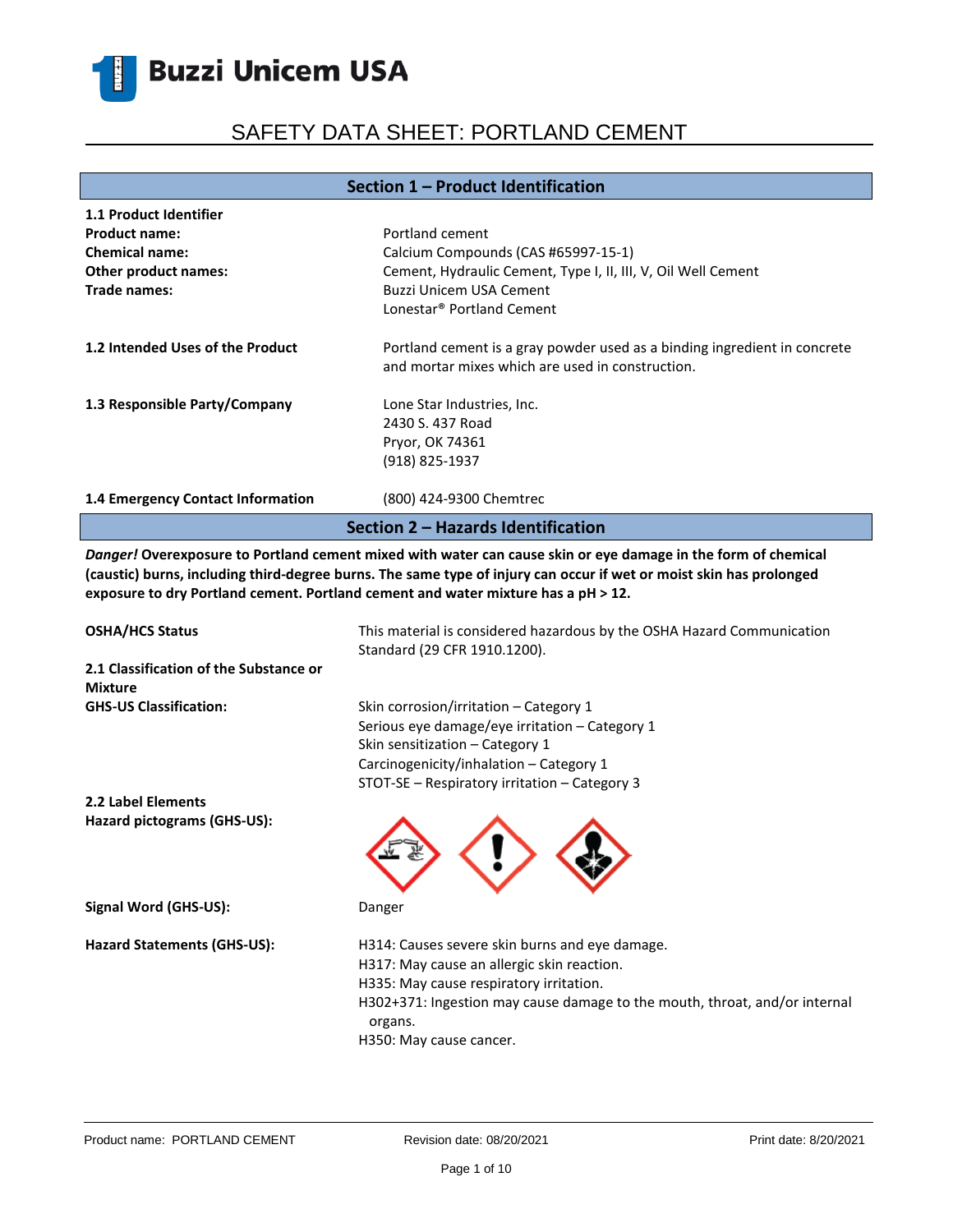Buzzi Unicem USA

# SAFETY DATA SHEET: PORTLAND CEMENT

## Section 1 – Product Identification

**1.1 Product Identifier**

**Product name:** Portland cement

**Chemical name:** Calcium Compounds (CAS #65997-15-1)

**Other product names:** Cement, Hydraulic Cement, Type I, II, III, V, Oil Well Cement

**Trade names:** Buzzi Unicem USA Cement
Lonestar® Portland Cement

**1.2 Intended Uses of the Product** Portland cement is a gray powder used as a binding ingredient in concrete and mortar mixes which are used in construction.

**1.3 Responsible Party/Company** Lone Star Industries, Inc.
2430 S. 437 Road
Pryor, OK 74361
(918) 825-1937

**1.4 Emergency Contact Information** (800) 424-9300 Chemtrec

## Section 2 – Hazards Identification

***Danger!*** **Overexposure to Portland cement mixed with water can cause skin or eye damage in the form of chemical (caustic) burns, including third-degree burns. The same type of injury can occur if wet or moist skin has prolonged exposure to dry Portland cement. Portland cement and water mixture has a pH > 12.**

**OSHA/HCS Status** This material is considered hazardous by the OSHA Hazard Communication Standard (29 CFR 1910.1200).

**2.1 Classification of the Substance or Mixture**

**GHS-US Classification:**
Skin corrosion/irritation – Category 1
Serious eye damage/eye irritation – Category 1
Skin sensitization – Category 1
Carcinogenicity/inhalation – Category 1
STOT-SE – Respiratory irritation – Category 3

**2.2 Label Elements**

**Hazard pictograms (GHS-US):**

**Signal Word (GHS-US):** Danger

**Hazard Statements (GHS-US):**
H314: Causes severe skin burns and eye damage.
H317: May cause an allergic skin reaction.
H335: May cause respiratory irritation.
H302+371: Ingestion may cause damage to the mouth, throat, and/or internal organs.
H350: May cause cancer.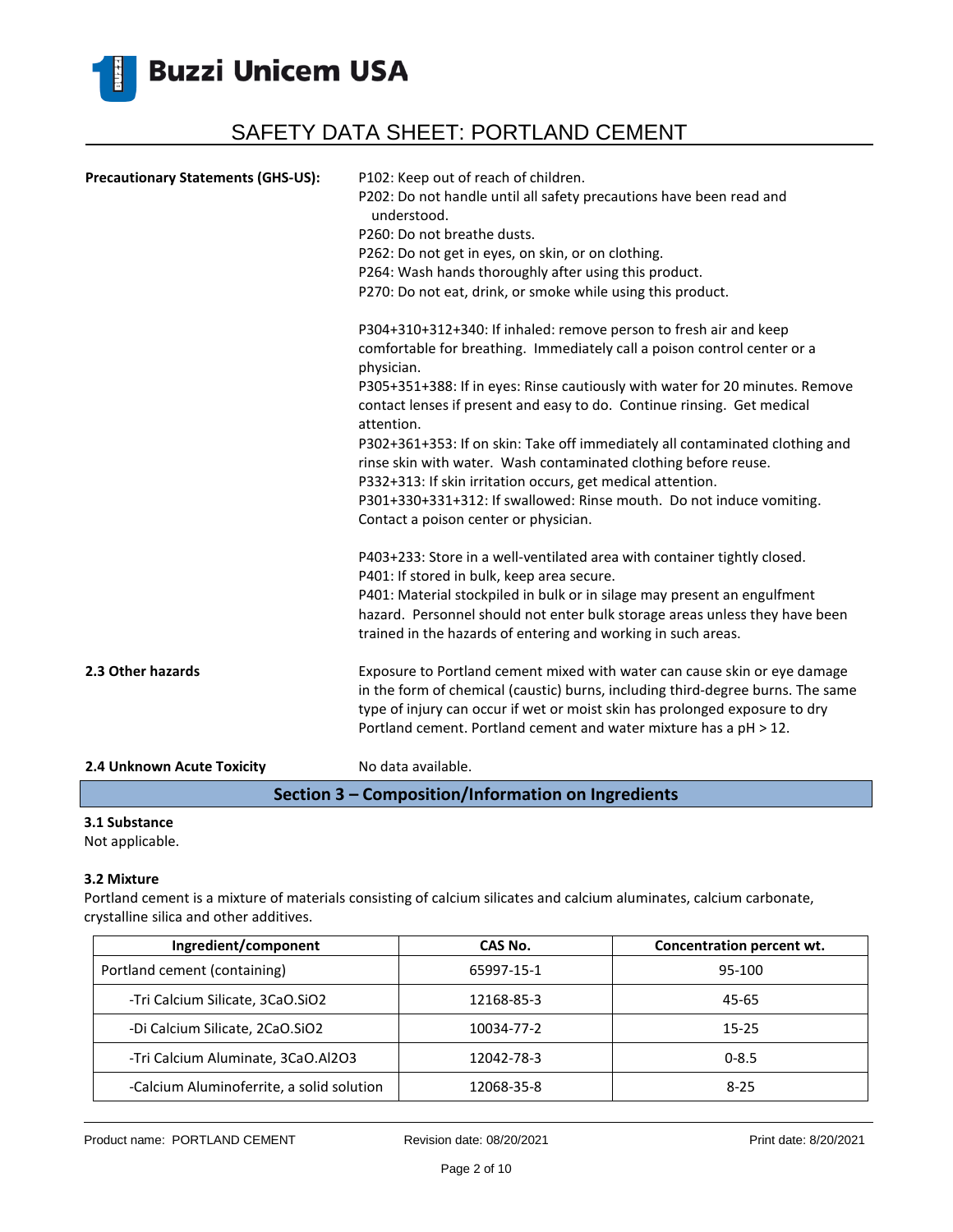**Precautionary Statements (GHS-US):**

P102: Keep out of reach of children.
P202: Do not handle until all safety precautions have been read and understood.
P260: Do not breathe dusts.
P262: Do not get in eyes, on skin, or on clothing.
P264: Wash hands thoroughly after using this product.
P270: Do not eat, drink, or smoke while using this product.

P304+310+312+340: If inhaled: remove person to fresh air and keep comfortable for breathing. Immediately call a poison control center or a physician.
P305+351+388: If in eyes: Rinse cautiously with water for 20 minutes. Remove contact lenses if present and easy to do. Continue rinsing. Get medical attention.
P302+361+353: If on skin: Take off immediately all contaminated clothing and rinse skin with water. Wash contaminated clothing before reuse.
P332+313: If skin irritation occurs, get medical attention.
P301+330+331+312: If swallowed: Rinse mouth. Do not induce vomiting. Contact a poison center or physician.

P403+233: Store in a well-ventilated area with container tightly closed.
P401: If stored in bulk, keep area secure.
P401: Material stockpiled in bulk or in silage may present an engulfment hazard. Personnel should not enter bulk storage areas unless they have been trained in the hazards of entering and working in such areas.

**2.3 Other hazards**

Exposure to Portland cement mixed with water can cause skin or eye damage in the form of chemical (caustic) burns, including third-degree burns. The same type of injury can occur if wet or moist skin has prolonged exposure to dry Portland cement. Portland cement and water mixture has a pH > 12.

**2.4 Unknown Acute Toxicity**

No data available.

## Section 3 – Composition/Information on Ingredients

**3.1 Substance**
Not applicable.

**3.2 Mixture**
Portland cement is a mixture of materials consisting of calcium silicates and calcium aluminates, calcium carbonate, crystalline silica and other additives.

| Ingredient/component | CAS No. | Concentration percent wt. |
|---|---|---|
| Portland cement (containing) | 65997-15-1 | 95-100 |
| -Tri Calcium Silicate, 3CaO.SiO2 | 12168-85-3 | 45-65 |
| -Di Calcium Silicate, 2CaO.SiO2 | 10034-77-2 | 15-25 |
| -Tri Calcium Aluminate, 3CaO.Al2O3 | 12042-78-3 | 0-8.5 |
| -Calcium Aluminoferrite, a solid solution | 12068-35-8 | 8-25 |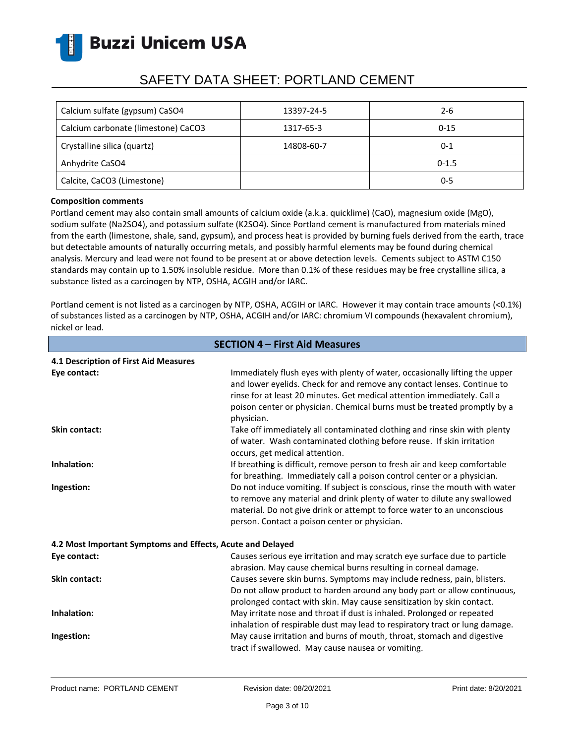| Calcium sulfate (gypsum) $CaSO_4$ | 13397-24-5 | 2-6 |
|---|---|---|
| Calcium carbonate (limestone) $CaCO_3$ | 1317-65-3 | 0-15 |
| Crystalline silica (quartz) | 14808-60-7 | 0-1 |
| Anhydrite $CaSO_4$ | | 0-1.5 |
| Calcite, $CaCO_3$ (Limestone) | | 0-5 |

**Composition comments**

Portland cement may also contain small amounts of calcium oxide (a.k.a. quicklime) ($CaO$), magnesium oxide ($MgO$), sodium sulfate ($Na_2SO_4$), and potassium sulfate ($K_2SO_4$). Since Portland cement is manufactured from materials mined from the earth (limestone, shale, sand, gypsum), and process heat is provided by burning fuels derived from the earth, trace but detectable amounts of naturally occurring metals, and possibly harmful elements may be found during chemical analysis. Mercury and lead were not found to be present at or above detection levels. Cements subject to ASTM C150 standards may contain up to 1.50% insoluble residue. More than 0.1% of these residues may be free crystalline silica, a substance listed as a carcinogen by NTP, OSHA, ACGIH and/or IARC.

Portland cement is not listed as a carcinogen by NTP, OSHA, ACGIH or IARC. However it may contain trace amounts (<0.1%) of substances listed as a carcinogen by NTP, OSHA, ACGIH and/or IARC: chromium VI compounds (hexavalent chromium), nickel or lead.

## SECTION 4 – First Aid Measures

**4.1 Description of First Aid Measures**

**Eye contact:** Immediately flush eyes with plenty of water, occasionally lifting the upper and lower eyelids. Check for and remove any contact lenses. Continue to rinse for at least 20 minutes. Get medical attention immediately. Call a poison center or physician. Chemical burns must be treated promptly by a physician.

**Skin contact:** Take off immediately all contaminated clothing and rinse skin with plenty of water. Wash contaminated clothing before reuse. If skin irritation occurs, get medical attention.

**Inhalation:** If breathing is difficult, remove person to fresh air and keep comfortable for breathing. Immediately call a poison control center or a physician.

**Ingestion:** Do not induce vomiting. If subject is conscious, rinse the mouth with water to remove any material and drink plenty of water to dilute any swallowed material. Do not give drink or attempt to force water to an unconscious person. Contact a poison center or physician.

**4.2 Most Important Symptoms and Effects, Acute and Delayed**

**Eye contact:** Causes serious eye irritation and may scratch eye surface due to particle abrasion. May cause chemical burns resulting in corneal damage.

**Skin contact:** Causes severe skin burns. Symptoms may include redness, pain, blisters. Do not allow product to harden around any body part or allow continuous, prolonged contact with skin. May cause sensitization by skin contact.

**Inhalation:** May irritate nose and throat if dust is inhaled. Prolonged or repeated inhalation of respirable dust may lead to respiratory tract or lung damage.

**Ingestion:** May cause irritation and burns of mouth, throat, stomach and digestive tract if swallowed. May cause nausea or vomiting.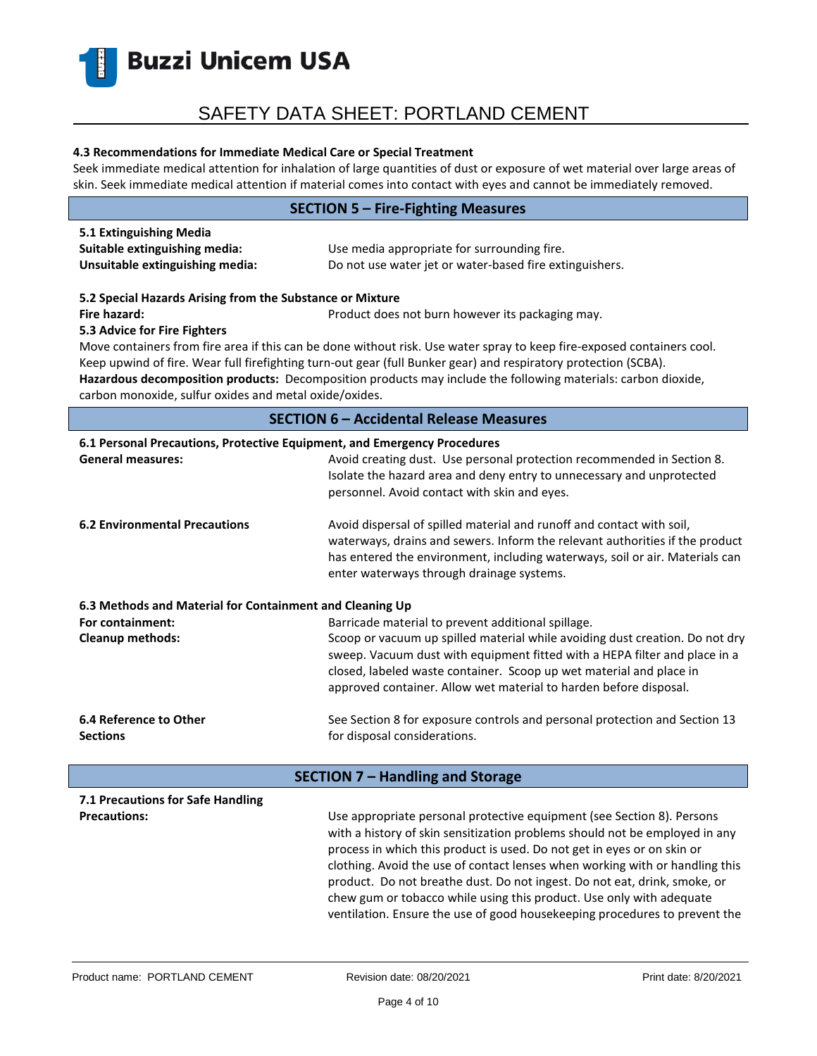#### 4.3 Recommendations for Immediate Medical Care or Special Treatment

Seek immediate medical attention for inhalation of large quantities of dust or exposure of wet material over large areas of skin. Seek immediate medical attention if material comes into contact with eyes and cannot be immediately removed.

## SECTION 5 – Fire-Fighting Measures

**5.1 Extinguishing Media**

| | |
|---|---|
| **Suitable extinguishing media:** | Use media appropriate for surrounding fire. |
| **Unsuitable extinguishing media:** | Do not use water jet or water-based fire extinguishers. |

**5.2 Special Hazards Arising from the Substance or Mixture**

| | |
|---|---|
| **Fire hazard:** | Product does not burn however its packaging may. |

**5.3 Advice for Fire Fighters**

Move containers from fire area if this can be done without risk. Use water spray to keep fire-exposed containers cool. Keep upwind of fire. Wear full firefighting turn-out gear (full Bunker gear) and respiratory protection (SCBA).

**Hazardous decomposition products:** Decomposition products may include the following materials: carbon dioxide, carbon monoxide, sulfur oxides and metal oxide/oxides.

## SECTION 6 – Accidental Release Measures

**6.1 Personal Precautions, Protective Equipment, and Emergency Procedures**

| | |
|---|---|
| **General measures:** | Avoid creating dust. Use personal protection recommended in Section 8. Isolate the hazard area and deny entry to unnecessary and unprotected personnel. Avoid contact with skin and eyes. |
| **6.2 Environmental Precautions** | Avoid dispersal of spilled material and runoff and contact with soil, waterways, drains and sewers. Inform the relevant authorities if the product has entered the environment, including waterways, soil or air. Materials can enter waterways through drainage systems. |

**6.3 Methods and Material for Containment and Cleaning Up**

| | |
|---|---|
| **For containment:** | Barricade material to prevent additional spillage. |
| **Cleanup methods:** | Scoop or vacuum up spilled material while avoiding dust creation. Do not dry sweep. Vacuum dust with equipment fitted with a HEPA filter and place in a closed, labeled waste container. Scoop up wet material and place in approved container. Allow wet material to harden before disposal. |
| **6.4 Reference to Other Sections** | See Section 8 for exposure controls and personal protection and Section 13 for disposal considerations. |

## SECTION 7 – Handling and Storage

**7.1 Precautions for Safe Handling**

| | |
|---|---|
| **Precautions:** | Use appropriate personal protective equipment (see Section 8). Persons with a history of skin sensitization problems should not be employed in any process in which this product is used. Do not get in eyes or on skin or clothing. Avoid the use of contact lenses when working with or handling this product. Do not breathe dust. Do not ingest. Do not eat, drink, smoke, or chew gum or tobacco while using this product. Use only with adequate ventilation. Ensure the use of good housekeeping procedures to prevent the |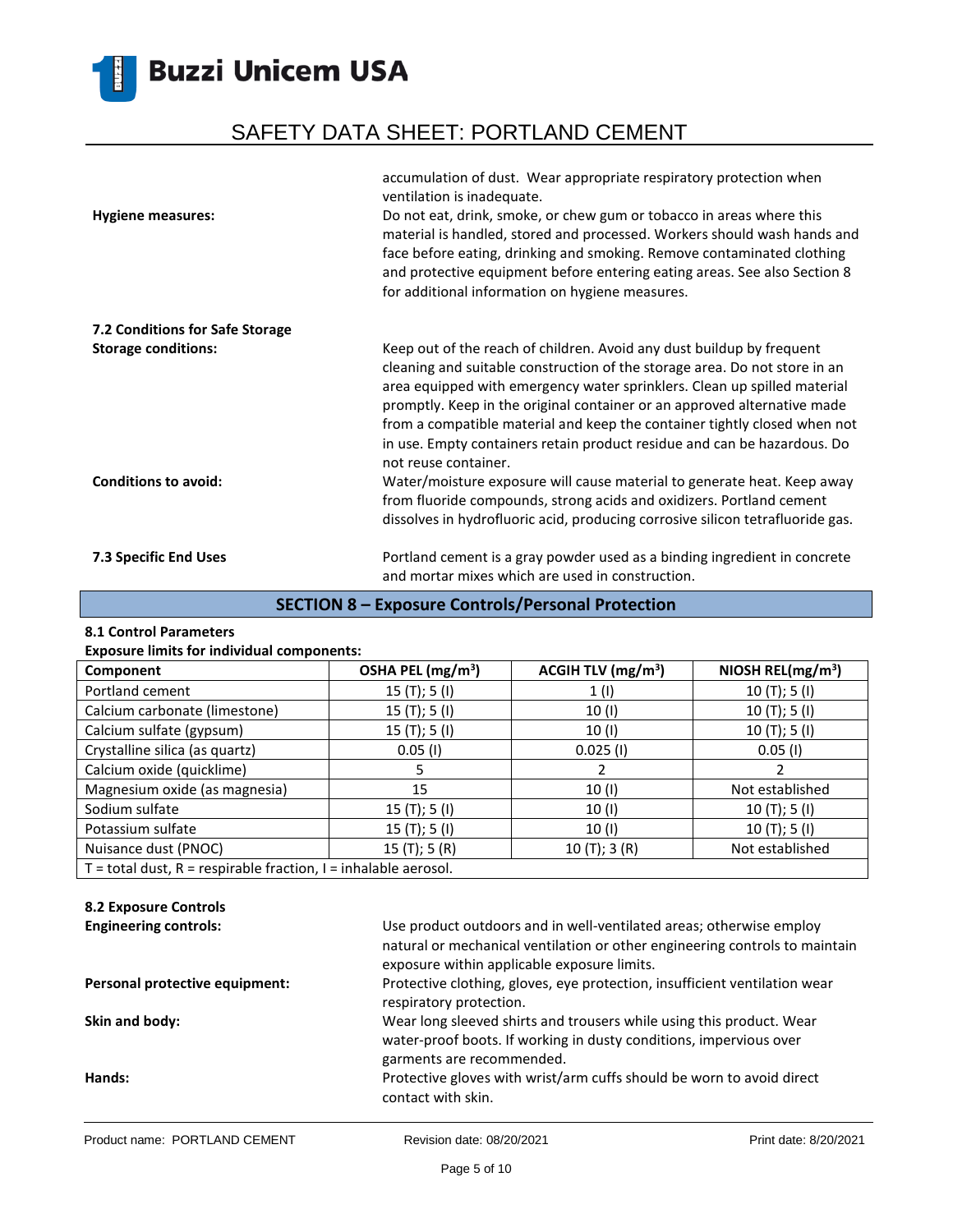accumulation of dust. Wear appropriate respiratory protection when ventilation is inadequate.

**Hygiene measures:** Do not eat, drink, smoke, or chew gum or tobacco in areas where this material is handled, stored and processed. Workers should wash hands and face before eating, drinking and smoking. Remove contaminated clothing and protective equipment before entering eating areas. See also Section 8 for additional information on hygiene measures.

**7.2 Conditions for Safe Storage**

**Storage conditions:** Keep out of the reach of children. Avoid any dust buildup by frequent cleaning and suitable construction of the storage area. Do not store in an area equipped with emergency water sprinklers. Clean up spilled material promptly. Keep in the original container or an approved alternative made from a compatible material and keep the container tightly closed when not in use. Empty containers retain product residue and can be hazardous. Do not reuse container.

**Conditions to avoid:** Water/moisture exposure will cause material to generate heat. Keep away from fluoride compounds, strong acids and oxidizers. Portland cement dissolves in hydrofluoric acid, producing corrosive silicon tetrafluoride gas.

**7.3 Specific End Uses** Portland cement is a gray powder used as a binding ingredient in concrete and mortar mixes which are used in construction.

## SECTION 8 – Exposure Controls/Personal Protection

**8.1 Control Parameters**

**Exposure limits for individual components:**

| Component | OSHA PEL (mg/m$^3$) | ACGIH TLV (mg/m$^3$) | NIOSH REL(mg/m$^3$) |
|---|---|---|---|
| Portland cement | 15 (T); 5 (I) | 1 (I) | 10 (T); 5 (I) |
| Calcium carbonate (limestone) | 15 (T); 5 (I) | 10 (I) | 10 (T); 5 (I) |
| Calcium sulfate (gypsum) | 15 (T); 5 (I) | 10 (I) | 10 (T); 5 (I) |
| Crystalline silica (as quartz) | 0.05 (I) | 0.025 (I) | 0.05 (I) |
| Calcium oxide (quicklime) | 5 | 2 | 2 |
| Magnesium oxide (as magnesia) | 15 | 10 (I) | Not established |
| Sodium sulfate | 15 (T); 5 (I) | 10 (I) | 10 (T); 5 (I) |
| Potassium sulfate | 15 (T); 5 (I) | 10 (I) | 10 (T); 5 (I) |
| Nuisance dust (PNOC) | 15 (T); 5 (R) | 10 (T); 3 (R) | Not established |
| T = total dust, R = respirable fraction, I = inhalable aerosol. | | | |

**8.2 Exposure Controls**

**Engineering controls:** Use product outdoors and in well-ventilated areas; otherwise employ natural or mechanical ventilation or other engineering controls to maintain exposure within applicable exposure limits.

**Personal protective equipment:** Protective clothing, gloves, eye protection, insufficient ventilation wear respiratory protection.

**Skin and body:** Wear long sleeved shirts and trousers while using this product. Wear water-proof boots. If working in dusty conditions, impervious over garments are recommended.

**Hands:** Protective gloves with wrist/arm cuffs should be worn to avoid direct contact with skin.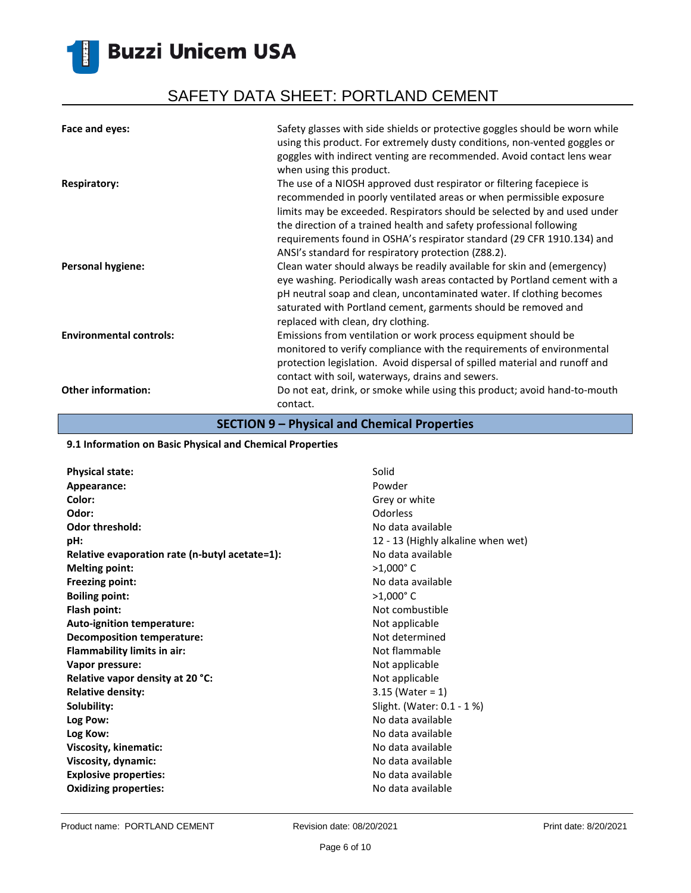**Face and eyes:** Safety glasses with side shields or protective goggles should be worn while using this product. For extremely dusty conditions, non-vented goggles or goggles with indirect venting are recommended. Avoid contact lens wear when using this product.

**Respiratory:** The use of a NIOSH approved dust respirator or filtering facepiece is recommended in poorly ventilated areas or when permissible exposure limits may be exceeded. Respirators should be selected by and used under the direction of a trained health and safety professional following requirements found in OSHA's respirator standard (29 CFR 1910.134) and ANSI's standard for respiratory protection (Z88.2).

**Personal hygiene:** Clean water should always be readily available for skin and (emergency) eye washing. Periodically wash areas contacted by Portland cement with a pH neutral soap and clean, uncontaminated water. If clothing becomes saturated with Portland cement, garments should be removed and replaced with clean, dry clothing.

**Environmental controls:** Emissions from ventilation or work process equipment should be monitored to verify compliance with the requirements of environmental protection legislation. Avoid dispersal of spilled material and runoff and contact with soil, waterways, drains and sewers.

**Other information:** Do not eat, drink, or smoke while using this product; avoid hand-to-mouth contact.

## SECTION 9 – Physical and Chemical Properties

### 9.1 Information on Basic Physical and Chemical Properties

| Property | Value |
|---|---|
| **Physical state:** | Solid |
| **Appearance:** | Powder |
| **Color:** | Grey or white |
| **Odor:** | Odorless |
| **Odor threshold:** | No data available |
| **pH:** | 12 - 13 (Highly alkaline when wet) |
| **Relative evaporation rate (n-butyl acetate=1):** | No data available |
| **Melting point:** | >1,000° C |
| **Freezing point:** | No data available |
| **Boiling point:** | >1,000° C |
| **Flash point:** | Not combustible |
| **Auto-ignition temperature:** | Not applicable |
| **Decomposition temperature:** | Not determined |
| **Flammability limits in air:** | Not flammable |
| **Vapor pressure:** | Not applicable |
| **Relative vapor density at 20 °C:** | Not applicable |
| **Relative density:** | 3.15 (Water = 1) |
| **Solubility:** | Slight. (Water: 0.1 - 1 %) |
| **Log Pow:** | No data available |
| **Log Kow:** | No data available |
| **Viscosity, kinematic:** | No data available |
| **Viscosity, dynamic:** | No data available |
| **Explosive properties:** | No data available |
| **Oxidizing properties:** | No data available |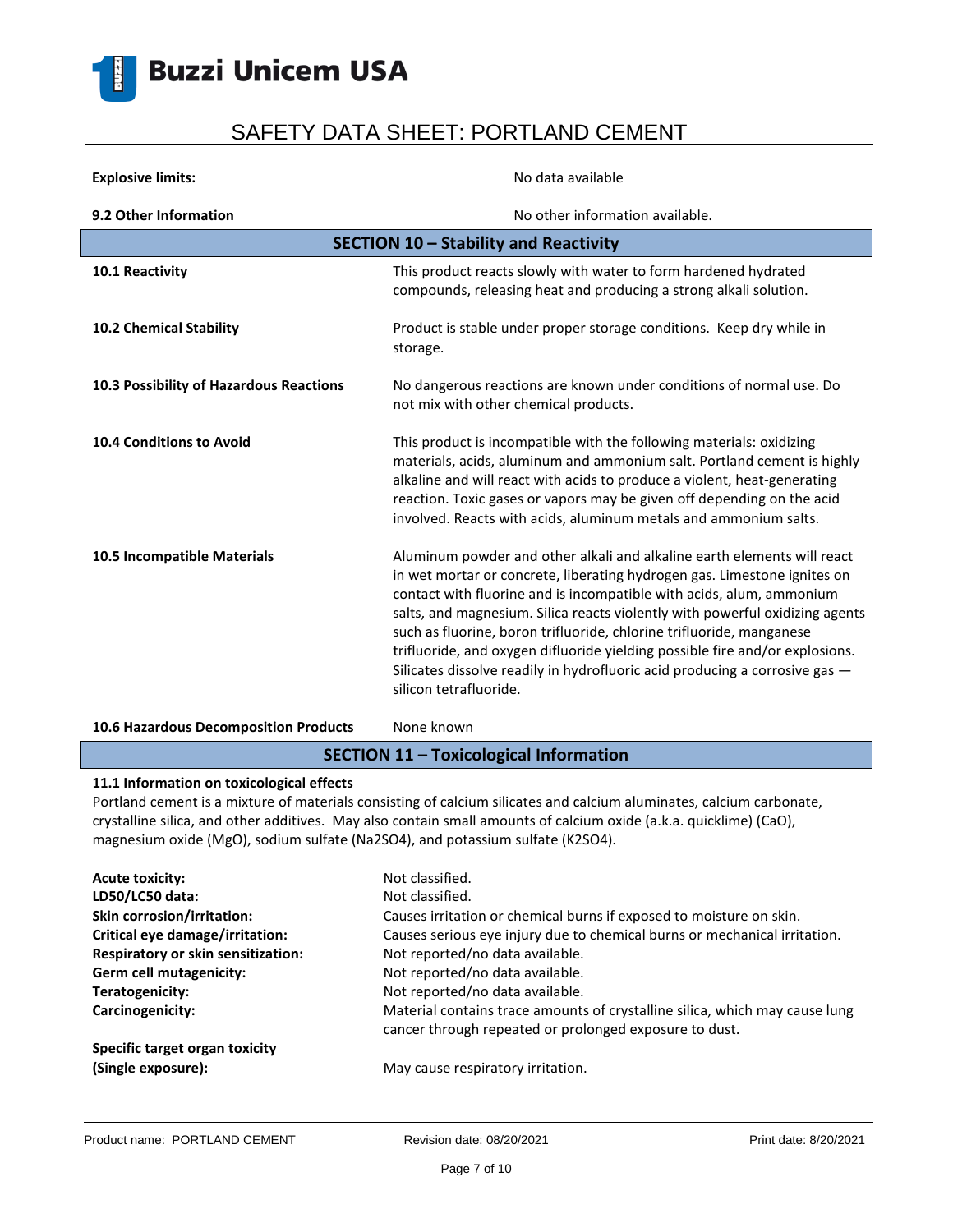**Explosive limits:** No data available

**9.2 Other Information** No other information available.

## SECTION 10 – Stability and Reactivity

| | |
|---|---|
| **10.1 Reactivity** | This product reacts slowly with water to form hardened hydrated compounds, releasing heat and producing a strong alkali solution. |
| **10.2 Chemical Stability** | Product is stable under proper storage conditions. Keep dry while in storage. |
| **10.3 Possibility of Hazardous Reactions** | No dangerous reactions are known under conditions of normal use. Do not mix with other chemical products. |
| **10.4 Conditions to Avoid** | This product is incompatible with the following materials: oxidizing materials, acids, aluminum and ammonium salt. Portland cement is highly alkaline and will react with acids to produce a violent, heat-generating reaction. Toxic gases or vapors may be given off depending on the acid involved. Reacts with acids, aluminum metals and ammonium salts. |
| **10.5 Incompatible Materials** | Aluminum powder and other alkali and alkaline earth elements will react in wet mortar or concrete, liberating hydrogen gas. Limestone ignites on contact with fluorine and is incompatible with acids, alum, ammonium salts, and magnesium. Silica reacts violently with powerful oxidizing agents such as fluorine, boron trifluoride, chlorine trifluoride, manganese trifluoride, and oxygen difluoride yielding possible fire and/or explosions. Silicates dissolve readily in hydrofluoric acid producing a corrosive gas — silicon tetrafluoride. |
| **10.6 Hazardous Decomposition Products** | None known |

## SECTION 11 – Toxicological Information

**11.1 Information on toxicological effects**

Portland cement is a mixture of materials consisting of calcium silicates and calcium aluminates, calcium carbonate, crystalline silica, and other additives. May also contain small amounts of calcium oxide (a.k.a. quicklime) ($CaO$), magnesium oxide ($MgO$), sodium sulfate ($Na_2SO_4$), and potassium sulfate ($K_2SO_4$).

| | |
|---|---|
| **Acute toxicity:** | Not classified. |
| **LD50/LC50 data:** | Not classified. |
| **Skin corrosion/irritation:** | Causes irritation or chemical burns if exposed to moisture on skin. |
| **Critical eye damage/irritation:** | Causes serious eye injury due to chemical burns or mechanical irritation. |
| **Respiratory or skin sensitization:** | Not reported/no data available. |
| **Germ cell mutagenicity:** | Not reported/no data available. |
| **Teratogenicity:** | Not reported/no data available. |
| **Carcinogenicity:** | Material contains trace amounts of crystalline silica, which may cause lung cancer through repeated or prolonged exposure to dust. |
| **Specific target organ toxicity (Single exposure):** | May cause respiratory irritation. |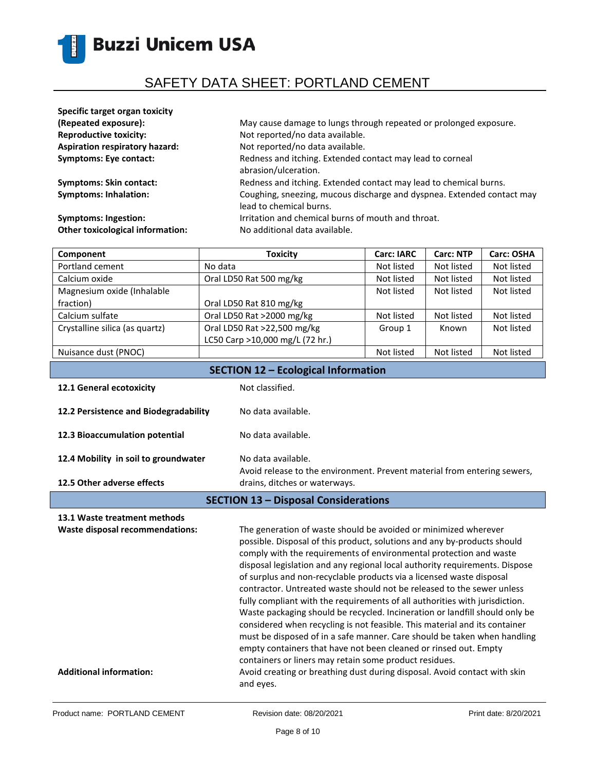| | |
|---|---|
| **Specific target organ toxicity (Repeated exposure):** | May cause damage to lungs through repeated or prolonged exposure. |
| **Reproductive toxicity:** | Not reported/no data available. |
| **Aspiration respiratory hazard:** | Not reported/no data available. |
| **Symptoms: Eye contact:** | Redness and itching. Extended contact may lead to corneal abrasion/ulceration. |
| **Symptoms: Skin contact:** | Redness and itching. Extended contact may lead to chemical burns. |
| **Symptoms: Inhalation:** | Coughing, sneezing, mucous discharge and dyspnea. Extended contact may lead to chemical burns. |
| **Symptoms: Ingestion:** | Irritation and chemical burns of mouth and throat. |
| **Other toxicological information:** | No additional data available. |

| Component | Toxicity | Carc: IARC | Carc: NTP | Carc: OSHA |
|---|---|---|---|---|
| Portland cement | No data | Not listed | Not listed | Not listed |
| Calcium oxide | Oral LD50 Rat 500 mg/kg | Not listed | Not listed | Not listed |
| Magnesium oxide (Inhalable fraction) | Oral LD50 Rat 810 mg/kg | Not listed | Not listed | Not listed |
| Calcium sulfate | Oral LD50 Rat >2000 mg/kg | Not listed | Not listed | Not listed |
| Crystalline silica (as quartz) | Oral LD50 Rat >22,500 mg/kg<br>LC50 Carp >10,000 mg/L (72 hr.) | Group 1 | Known | Not listed |
| Nuisance dust (PNOC) | | Not listed | Not listed | Not listed |

## SECTION 12 – Ecological Information

| | |
|---|---|
| **12.1 General ecotoxicity** | Not classified. |
| **12.2 Persistence and Biodegradability** | No data available. |
| **12.3 Bioaccumulation potential** | No data available. |
| **12.4 Mobility in soil to groundwater** | No data available. |
| **12.5 Other adverse effects** | Avoid release to the environment. Prevent material from entering sewers, drains, ditches or waterways. |

## SECTION 13 – Disposal Considerations

**13.1 Waste treatment methods**

**Waste disposal recommendations:** The generation of waste should be avoided or minimized wherever possible. Disposal of this product, solutions and any by-products should comply with the requirements of environmental protection and waste disposal legislation and any regional local authority requirements. Dispose of surplus and non-recyclable products via a licensed waste disposal contractor. Untreated waste should not be released to the sewer unless fully compliant with the requirements of all authorities with jurisdiction. Waste packaging should be recycled. Incineration or landfill should only be considered when recycling is not feasible. This material and its container must be disposed of in a safe manner. Care should be taken when handling empty containers that have not been cleaned or rinsed out. Empty containers or liners may retain some product residues.

**Additional information:** Avoid creating or breathing dust during disposal. Avoid contact with skin and eyes.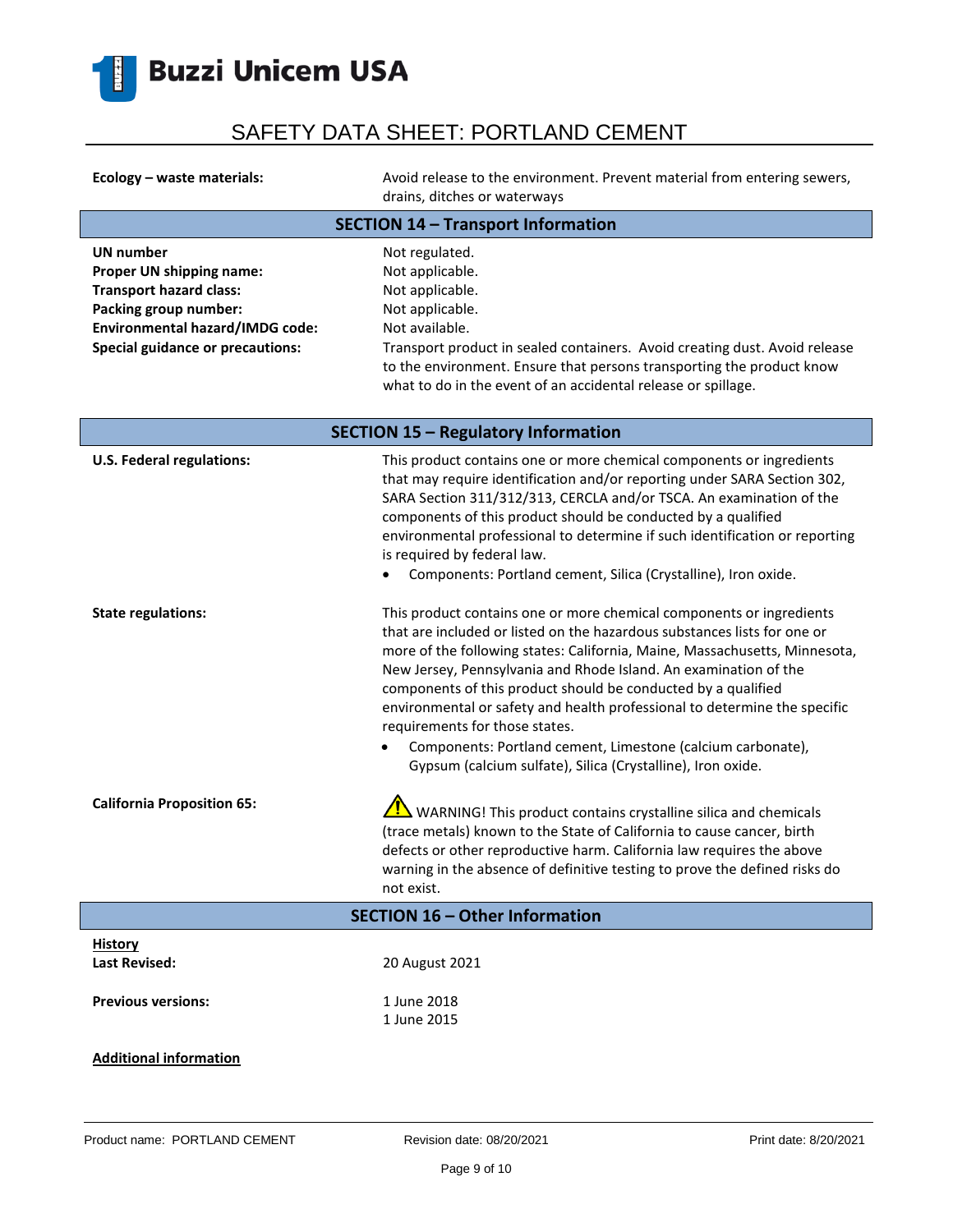**Ecology – waste materials:** Avoid release to the environment. Prevent material from entering sewers, drains, ditches or waterways

## SECTION 14 – Transport Information

| | |
|---|---|
| **UN number** | Not regulated. |
| **Proper UN shipping name:** | Not applicable. |
| **Transport hazard class:** | Not applicable. |
| **Packing group number:** | Not applicable. |
| **Environmental hazard/IMDG code:** | Not available. |
| **Special guidance or precautions:** | Transport product in sealed containers. Avoid creating dust. Avoid release to the environment. Ensure that persons transporting the product know what to do in the event of an accidental release or spillage. |

## SECTION 15 – Regulatory Information

**U.S. Federal regulations:** This product contains one or more chemical components or ingredients that may require identification and/or reporting under SARA Section 302, SARA Section 311/312/313, CERCLA and/or TSCA. An examination of the components of this product should be conducted by a qualified environmental professional to determine if such identification or reporting is required by federal law.

- Components: Portland cement, Silica (Crystalline), Iron oxide.

**State regulations:** This product contains one or more chemical components or ingredients that are included or listed on the hazardous substances lists for one or more of the following states: California, Maine, Massachusetts, Minnesota, New Jersey, Pennsylvania and Rhode Island. An examination of the components of this product should be conducted by a qualified environmental or safety and health professional to determine the specific requirements for those states.

- Components: Portland cement, Limestone (calcium carbonate), Gypsum (calcium sulfate), Silica (Crystalline), Iron oxide.

**California Proposition 65:** ⚠ WARNING! This product contains crystalline silica and chemicals (trace metals) known to the State of California to cause cancer, birth defects or other reproductive harm. California law requires the above warning in the absence of definitive testing to prove the defined risks do not exist.

## SECTION 16 – Other Information

**History**

**Last Revised:** 20 August 2021

**Previous versions:** 1 June 2018
1 June 2015

**Additional information**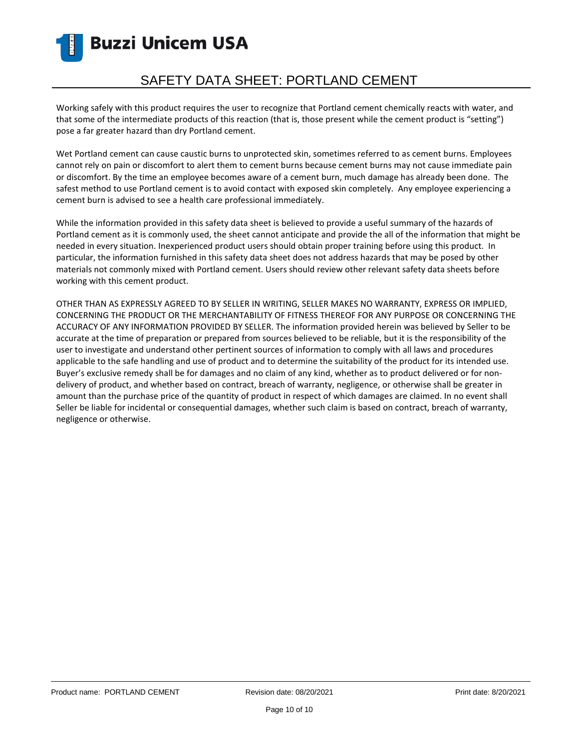Working safely with this product requires the user to recognize that Portland cement chemically reacts with water, and that some of the intermediate products of this reaction (that is, those present while the cement product is "setting") pose a far greater hazard than dry Portland cement.

Wet Portland cement can cause caustic burns to unprotected skin, sometimes referred to as cement burns. Employees cannot rely on pain or discomfort to alert them to cement burns because cement burns may not cause immediate pain or discomfort. By the time an employee becomes aware of a cement burn, much damage has already been done. The safest method to use Portland cement is to avoid contact with exposed skin completely. Any employee experiencing a cement burn is advised to see a health care professional immediately.

While the information provided in this safety data sheet is believed to provide a useful summary of the hazards of Portland cement as it is commonly used, the sheet cannot anticipate and provide the all of the information that might be needed in every situation. Inexperienced product users should obtain proper training before using this product. In particular, the information furnished in this safety data sheet does not address hazards that may be posed by other materials not commonly mixed with Portland cement. Users should review other relevant safety data sheets before working with this cement product.

OTHER THAN AS EXPRESSLY AGREED TO BY SELLER IN WRITING, SELLER MAKES NO WARRANTY, EXPRESS OR IMPLIED, CONCERNING THE PRODUCT OR THE MERCHANTABILITY OF FITNESS THEREOF FOR ANY PURPOSE OR CONCERNING THE ACCURACY OF ANY INFORMATION PROVIDED BY SELLER. The information provided herein was believed by Seller to be accurate at the time of preparation or prepared from sources believed to be reliable, but it is the responsibility of the user to investigate and understand other pertinent sources of information to comply with all laws and procedures applicable to the safe handling and use of product and to determine the suitability of the product for its intended use. Buyer's exclusive remedy shall be for damages and no claim of any kind, whether as to product delivered or for non-delivery of product, and whether based on contract, breach of warranty, negligence, or otherwise shall be greater in amount than the purchase price of the quantity of product in respect of which damages are claimed. In no event shall Seller be liable for incidental or consequential damages, whether such claim is based on contract, breach of warranty, negligence or otherwise.